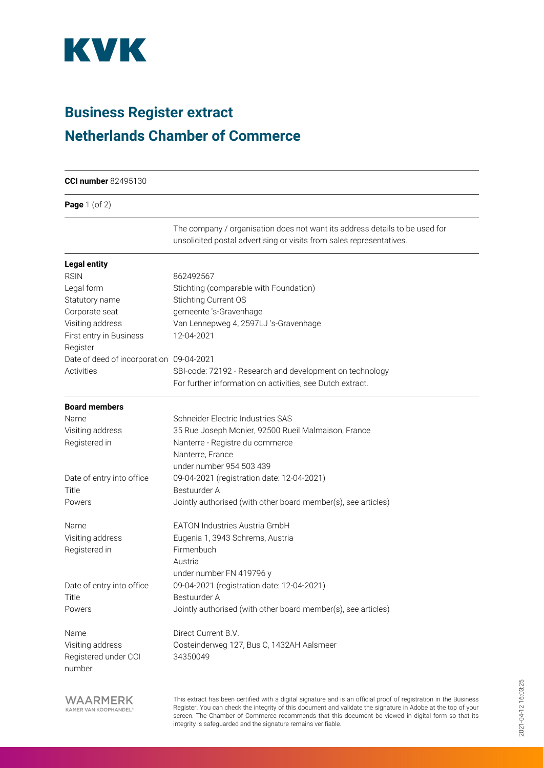# KVK

## Business Register extract

## Netherlands Chamber of Commerce

**CCI number** 82495130

The company / organisation does not want its address details to be used for unsolicited postal advertising or visits from sales representatives.

**Legal entity**

| | |
|---|---|
| RSIN | 862492567 |
| Legal form | Stichting (comparable with Foundation) |
| Statutory name | Stichting Current OS |
| Corporate seat | gemeente 's-Gravenhage |
| Visiting address | Van Lennepweg 4, 2597LJ 's-Gravenhage |
| First entry in Business Register | 12-04-2021 |
| Date of deed of incorporation | 09-04-2021 |
| Activities | SBI-code: 72192 - Research and development on technology<br>For further information on activities, see Dutch extract. |

**Board members**

| | |
|---|---|
| Name | Schneider Electric Industries SAS |
| Visiting address | 35 Rue Joseph Monier, 92500 Rueil Malmaison, France |
| Registered in | Nanterre - Registre du commerce<br>Nanterre, France<br>under number 954 503 439 |
| Date of entry into office | 09-04-2021 (registration date: 12-04-2021) |
| Title | Bestuurder A |
| Powers | Jointly authorised (with other board member(s), see articles) |

| | |
|---|---|
| Name | EATON Industries Austria GmbH |
| Visiting address | Eugenia 1, 3943 Schrems, Austria |
| Registered in | Firmenbuch<br>Austria<br>under number FN 419796 y |
| Date of entry into office | 09-04-2021 (registration date: 12-04-2021) |
| Title | Bestuurder A |
| Powers | Jointly authorised (with other board member(s), see articles) |

| | |
|---|---|
| Name | Direct Current B.V. |
| Visiting address | Oosteinderweg 127, Bus C, 1432AH Aalsmeer |
| Registered under CCI number | 34350049 |

WAARMERK KAMER VAN KOOPHANDEL

This extract has been certified with a digital signature and is an official proof of registration in the Business Register. You can check the integrity of this document and validate the signature in Adobe at the top of your screen. The Chamber of Commerce recommends that this document be viewed in digital form so that its integrity is safeguarded and the signature remains verifiable.

2021-04-12 16:03:25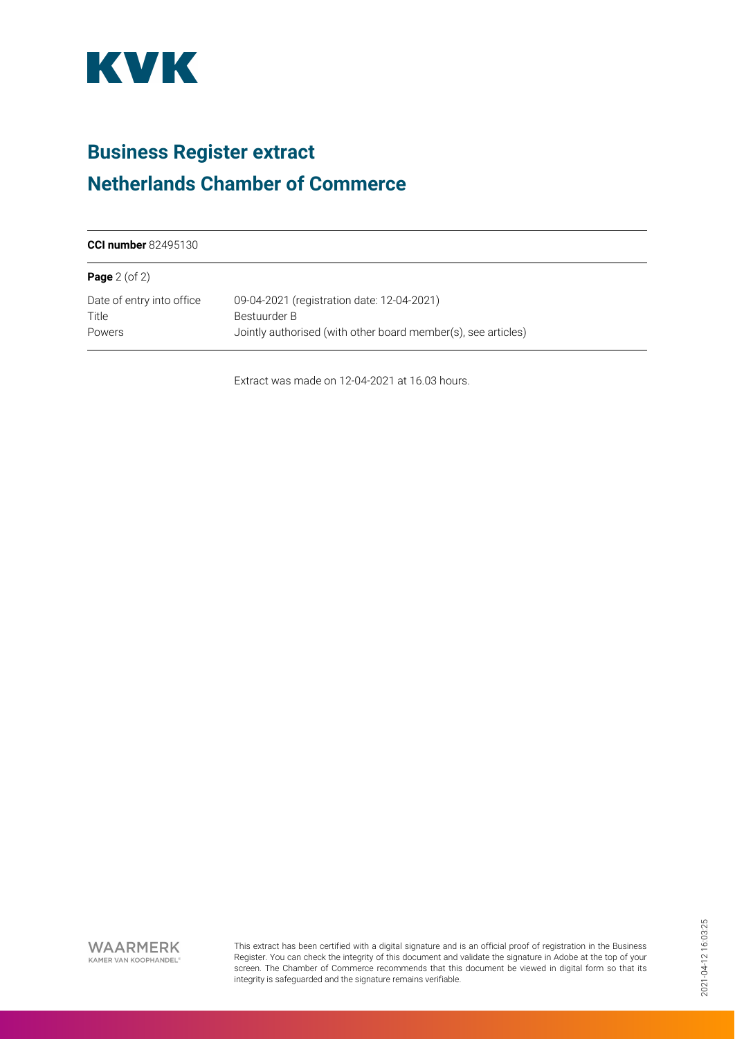KVK

# Business Register extract

# Netherlands Chamber of Commerce

**CCI number** 82495130

| | |
|---|---|
| Date of entry into office | 09-04-2021 (registration date: 12-04-2021) |
| Title | Bestuurder B |
| Powers | Jointly authorised (with other board member(s), see articles) |

Extract was made on 12-04-2021 at 16.03 hours.

WAARMERK
KAMER VAN KOOPHANDEL®

This extract has been certified with a digital signature and is an official proof of registration in the Business Register. You can check the integrity of this document and validate the signature in Adobe at the top of your screen. The Chamber of Commerce recommends that this document be viewed in digital form so that its integrity is safeguarded and the signature remains verifiable.

2021-04-12 16:03:25